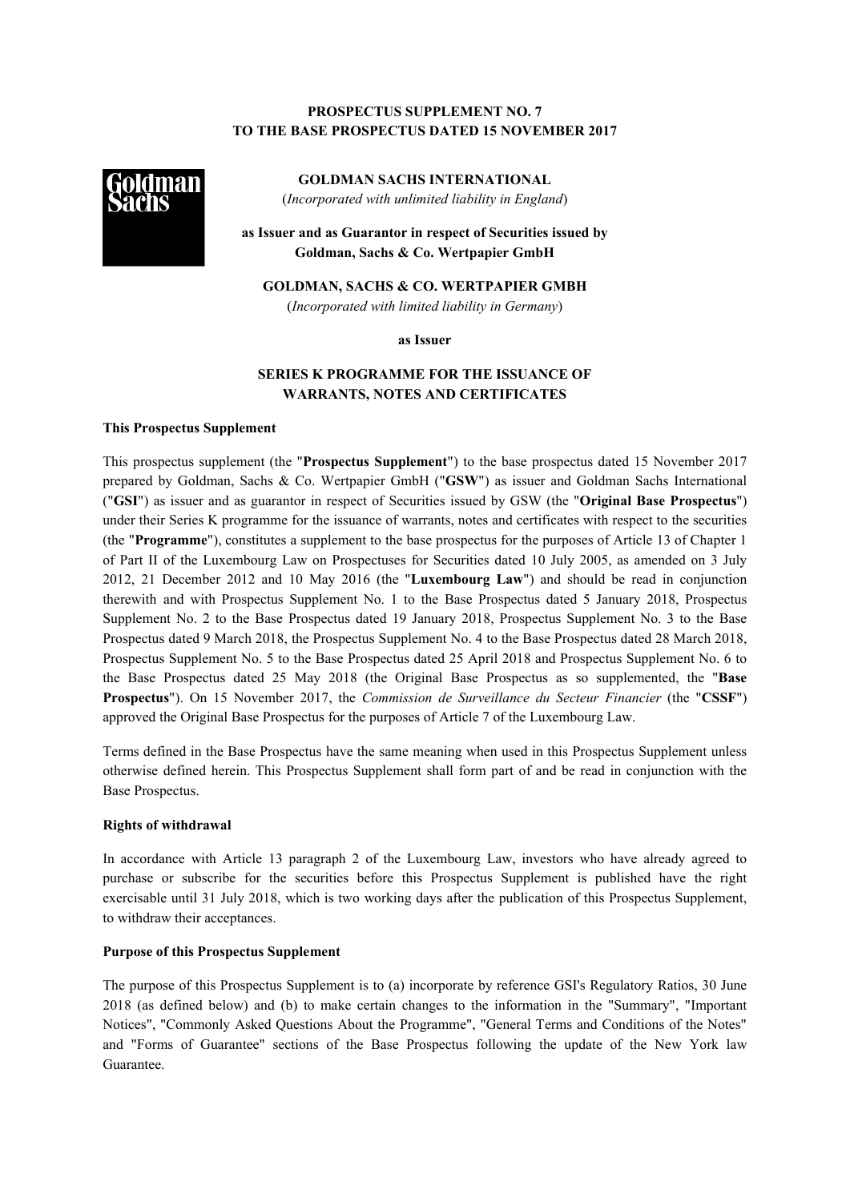**PROSPECTUS SUPPLEMENT NO. 7**
**TO THE BASE PROSPECTUS DATED 15 NOVEMBER 2017**

**GOLDMAN SACHS INTERNATIONAL**
(*Incorporated with unlimited liability in England*)

**as Issuer and as Guarantor in respect of Securities issued by Goldman, Sachs & Co. Wertpapier GmbH**

**GOLDMAN, SACHS & CO. WERTPAPIER GMBH**
(*Incorporated with limited liability in Germany*)

**as Issuer**

**SERIES K PROGRAMME FOR THE ISSUANCE OF WARRANTS, NOTES AND CERTIFICATES**

## This Prospectus Supplement

This prospectus supplement (the "**Prospectus Supplement**") to the base prospectus dated 15 November 2017 prepared by Goldman, Sachs & Co. Wertpapier GmbH ("**GSW**") as issuer and Goldman Sachs International ("**GSI**") as issuer and as guarantor in respect of Securities issued by GSW (the "**Original Base Prospectus**") under their Series K programme for the issuance of warrants, notes and certificates with respect to the securities (the "**Programme**"), constitutes a supplement to the base prospectus for the purposes of Article 13 of Chapter 1 of Part II of the Luxembourg Law on Prospectuses for Securities dated 10 July 2005, as amended on 3 July 2012, 21 December 2012 and 10 May 2016 (the "**Luxembourg Law**") and should be read in conjunction therewith and with Prospectus Supplement No. 1 to the Base Prospectus dated 5 January 2018, Prospectus Supplement No. 2 to the Base Prospectus dated 19 January 2018, Prospectus Supplement No. 3 to the Base Prospectus dated 9 March 2018, the Prospectus Supplement No. 4 to the Base Prospectus dated 28 March 2018, Prospectus Supplement No. 5 to the Base Prospectus dated 25 April 2018 and Prospectus Supplement No. 6 to the Base Prospectus dated 25 May 2018 (the Original Base Prospectus as so supplemented, the "**Base Prospectus**"). On 15 November 2017, the *Commission de Surveillance du Secteur Financier* (the "**CSSF**") approved the Original Base Prospectus for the purposes of Article 7 of the Luxembourg Law.

Terms defined in the Base Prospectus have the same meaning when used in this Prospectus Supplement unless otherwise defined herein. This Prospectus Supplement shall form part of and be read in conjunction with the Base Prospectus.

## Rights of withdrawal

In accordance with Article 13 paragraph 2 of the Luxembourg Law, investors who have already agreed to purchase or subscribe for the securities before this Prospectus Supplement is published have the right exercisable until 31 July 2018, which is two working days after the publication of this Prospectus Supplement, to withdraw their acceptances.

## Purpose of this Prospectus Supplement

The purpose of this Prospectus Supplement is to (a) incorporate by reference GSI's Regulatory Ratios, 30 June 2018 (as defined below) and (b) to make certain changes to the information in the "Summary", "Important Notices", "Commonly Asked Questions About the Programme", "General Terms and Conditions of the Notes" and "Forms of Guarantee" sections of the Base Prospectus following the update of the New York law Guarantee.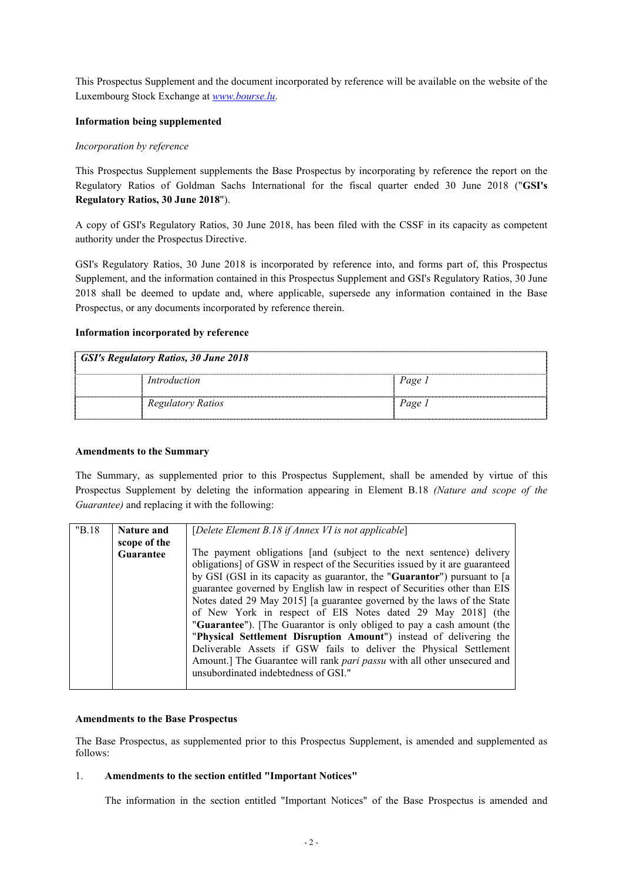This Prospectus Supplement and the document incorporated by reference will be available on the website of the Luxembourg Stock Exchange at *www.bourse.lu*.

**Information being supplemented**

*Incorporation by reference*

This Prospectus Supplement supplements the Base Prospectus by incorporating by reference the report on the Regulatory Ratios of Goldman Sachs International for the fiscal quarter ended 30 June 2018 ("**GSI's Regulatory Ratios, 30 June 2018**").

A copy of GSI's Regulatory Ratios, 30 June 2018, has been filed with the CSSF in its capacity as competent authority under the Prospectus Directive.

GSI's Regulatory Ratios, 30 June 2018 is incorporated by reference into, and forms part of, this Prospectus Supplement, and the information contained in this Prospectus Supplement and GSI's Regulatory Ratios, 30 June 2018 shall be deemed to update and, where applicable, supersede any information contained in the Base Prospectus, or any documents incorporated by reference therein.

**Information incorporated by reference**

| ***GSI's Regulatory Ratios, 30 June 2018*** | | |
|---|---|---|
| | *Introduction* | *Page 1* |
| | *Regulatory Ratios* | *Page 1* |

**Amendments to the Summary**

The Summary, as supplemented prior to this Prospectus Supplement, shall be amended by virtue of this Prospectus Supplement by deleting the information appearing in Element B.18 *(Nature and scope of the Guarantee)* and replacing it with the following:

| "B.18 | **Nature and scope of the Guarantee** | [*Delete Element B.18 if Annex VI is not applicable*]<br><br>The payment obligations [and (subject to the next sentence) delivery obligations] of GSW in respect of the Securities issued by it are guaranteed by GSI (GSI in its capacity as guarantor, the "**Guarantor**") pursuant to [a guarantee governed by English law in respect of Securities other than EIS Notes dated 29 May 2015] [a guarantee governed by the laws of the State of New York in respect of EIS Notes dated 29 May 2018] (the "**Guarantee**"). [The Guarantor is only obliged to pay a cash amount (the "**Physical Settlement Disruption Amount**") instead of delivering the Deliverable Assets if GSW fails to deliver the Physical Settlement Amount.] The Guarantee will rank *pari passu* with all other unsecured and unsubordinated indebtedness of GSI." |
|---|---|---|

**Amendments to the Base Prospectus**

The Base Prospectus, as supplemented prior to this Prospectus Supplement, is amended and supplemented as follows:

1. **Amendments to the section entitled "Important Notices"**

   The information in the section entitled "Important Notices" of the Base Prospectus is amended and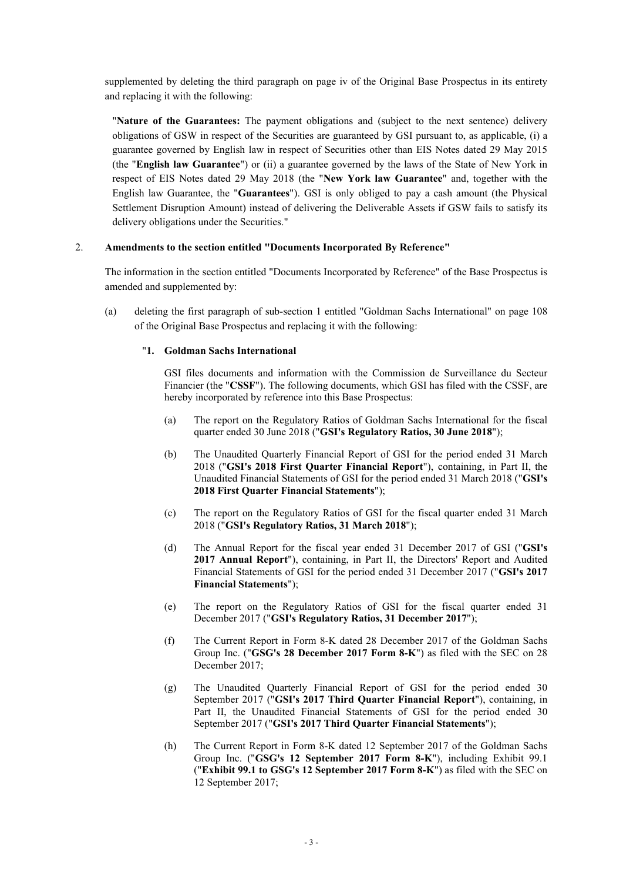supplemented by deleting the third paragraph on page iv of the Original Base Prospectus in its entirety and replacing it with the following:

"**Nature of the Guarantees:** The payment obligations and (subject to the next sentence) delivery obligations of GSW in respect of the Securities are guaranteed by GSI pursuant to, as applicable, (i) a guarantee governed by English law in respect of Securities other than EIS Notes dated 29 May 2015 (the "**English law Guarantee**") or (ii) a guarantee governed by the laws of the State of New York in respect of EIS Notes dated 29 May 2018 (the "**New York law Guarantee**" and, together with the English law Guarantee, the "**Guarantees**"). GSI is only obliged to pay a cash amount (the Physical Settlement Disruption Amount) instead of delivering the Deliverable Assets if GSW fails to satisfy its delivery obligations under the Securities."

2. **Amendments to the section entitled "Documents Incorporated By Reference"**

The information in the section entitled "Documents Incorporated by Reference" of the Base Prospectus is amended and supplemented by:

(a) deleting the first paragraph of sub-section 1 entitled "Goldman Sachs International" on page 108 of the Original Base Prospectus and replacing it with the following:

"**1. Goldman Sachs International**

GSI files documents and information with the Commission de Surveillance du Secteur Financier (the "**CSSF**"). The following documents, which GSI has filed with the CSSF, are hereby incorporated by reference into this Base Prospectus:

(a) The report on the Regulatory Ratios of Goldman Sachs International for the fiscal quarter ended 30 June 2018 ("**GSI's Regulatory Ratios, 30 June 2018**");

(b) The Unaudited Quarterly Financial Report of GSI for the period ended 31 March 2018 ("**GSI's 2018 First Quarter Financial Report**"), containing, in Part II, the Unaudited Financial Statements of GSI for the period ended 31 March 2018 ("**GSI's 2018 First Quarter Financial Statements**");

(c) The report on the Regulatory Ratios of GSI for the fiscal quarter ended 31 March 2018 ("**GSI's Regulatory Ratios, 31 March 2018**");

(d) The Annual Report for the fiscal year ended 31 December 2017 of GSI ("**GSI's 2017 Annual Report**"), containing, in Part II, the Directors' Report and Audited Financial Statements of GSI for the period ended 31 December 2017 ("**GSI's 2017 Financial Statements**");

(e) The report on the Regulatory Ratios of GSI for the fiscal quarter ended 31 December 2017 ("**GSI's Regulatory Ratios, 31 December 2017**");

(f) The Current Report in Form 8-K dated 28 December 2017 of the Goldman Sachs Group Inc. ("**GSG's 28 December 2017 Form 8-K**") as filed with the SEC on 28 December 2017;

(g) The Unaudited Quarterly Financial Report of GSI for the period ended 30 September 2017 ("**GSI's 2017 Third Quarter Financial Report**"), containing, in Part II, the Unaudited Financial Statements of GSI for the period ended 30 September 2017 ("**GSI's 2017 Third Quarter Financial Statements**");

(h) The Current Report in Form 8-K dated 12 September 2017 of the Goldman Sachs Group Inc. ("**GSG's 12 September 2017 Form 8-K**"), including Exhibit 99.1 ("**Exhibit 99.1 to GSG's 12 September 2017 Form 8-K**") as filed with the SEC on 12 September 2017;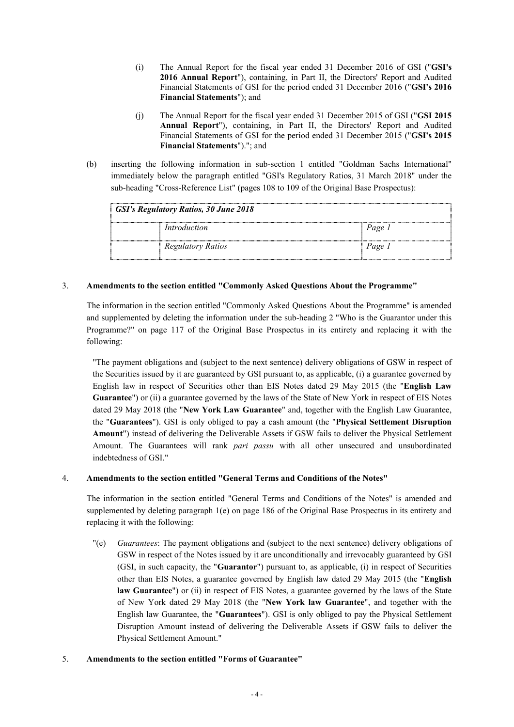(i) The Annual Report for the fiscal year ended 31 December 2016 of GSI ("**GSI's 2016 Annual Report**"), containing, in Part II, the Directors' Report and Audited Financial Statements of GSI for the period ended 31 December 2016 ("**GSI's 2016 Financial Statements**"); and

(j) The Annual Report for the fiscal year ended 31 December 2015 of GSI ("**GSI 2015 Annual Report**"), containing, in Part II, the Directors' Report and Audited Financial Statements of GSI for the period ended 31 December 2015 ("**GSI's 2015 Financial Statements**")."; and

(b) inserting the following information in sub-section 1 entitled "Goldman Sachs International" immediately below the paragraph entitled "GSI's Regulatory Ratios, 31 March 2018" under the sub-heading "Cross-Reference List" (pages 108 to 109 of the Original Base Prospectus):

| ***GSI's Regulatory Ratios, 30 June 2018*** | | |
|---|---|---|
| | *Introduction* | *Page 1* |
| | *Regulatory Ratios* | *Page 1* |

3. **Amendments to the section entitled "Commonly Asked Questions About the Programme"**

The information in the section entitled "Commonly Asked Questions About the Programme" is amended and supplemented by deleting the information under the sub-heading 2 "Who is the Guarantor under this Programme?" on page 117 of the Original Base Prospectus in its entirety and replacing it with the following:

"The payment obligations and (subject to the next sentence) delivery obligations of GSW in respect of the Securities issued by it are guaranteed by GSI pursuant to, as applicable, (i) a guarantee governed by English law in respect of Securities other than EIS Notes dated 29 May 2015 (the "**English Law Guarantee**") or (ii) a guarantee governed by the laws of the State of New York in respect of EIS Notes dated 29 May 2018 (the "**New York Law Guarantee**" and, together with the English Law Guarantee, the "**Guarantees**"). GSI is only obliged to pay a cash amount (the "**Physical Settlement Disruption Amount**") instead of delivering the Deliverable Assets if GSW fails to deliver the Physical Settlement Amount. The Guarantees will rank *pari passu* with all other unsecured and unsubordinated indebtedness of GSI."

4. **Amendments to the section entitled "General Terms and Conditions of the Notes"**

The information in the section entitled "General Terms and Conditions of the Notes" is amended and supplemented by deleting paragraph 1(e) on page 186 of the Original Base Prospectus in its entirety and replacing it with the following:

"(e) *Guarantees*: The payment obligations and (subject to the next sentence) delivery obligations of GSW in respect of the Notes issued by it are unconditionally and irrevocably guaranteed by GSI (GSI, in such capacity, the "**Guarantor**") pursuant to, as applicable, (i) in respect of Securities other than EIS Notes, a guarantee governed by English law dated 29 May 2015 (the "**English law Guarantee**") or (ii) in respect of EIS Notes, a guarantee governed by the laws of the State of New York dated 29 May 2018 (the "**New York law Guarantee**", and together with the English law Guarantee, the "**Guarantees**"). GSI is only obliged to pay the Physical Settlement Disruption Amount instead of delivering the Deliverable Assets if GSW fails to deliver the Physical Settlement Amount."

5. **Amendments to the section entitled "Forms of Guarantee"**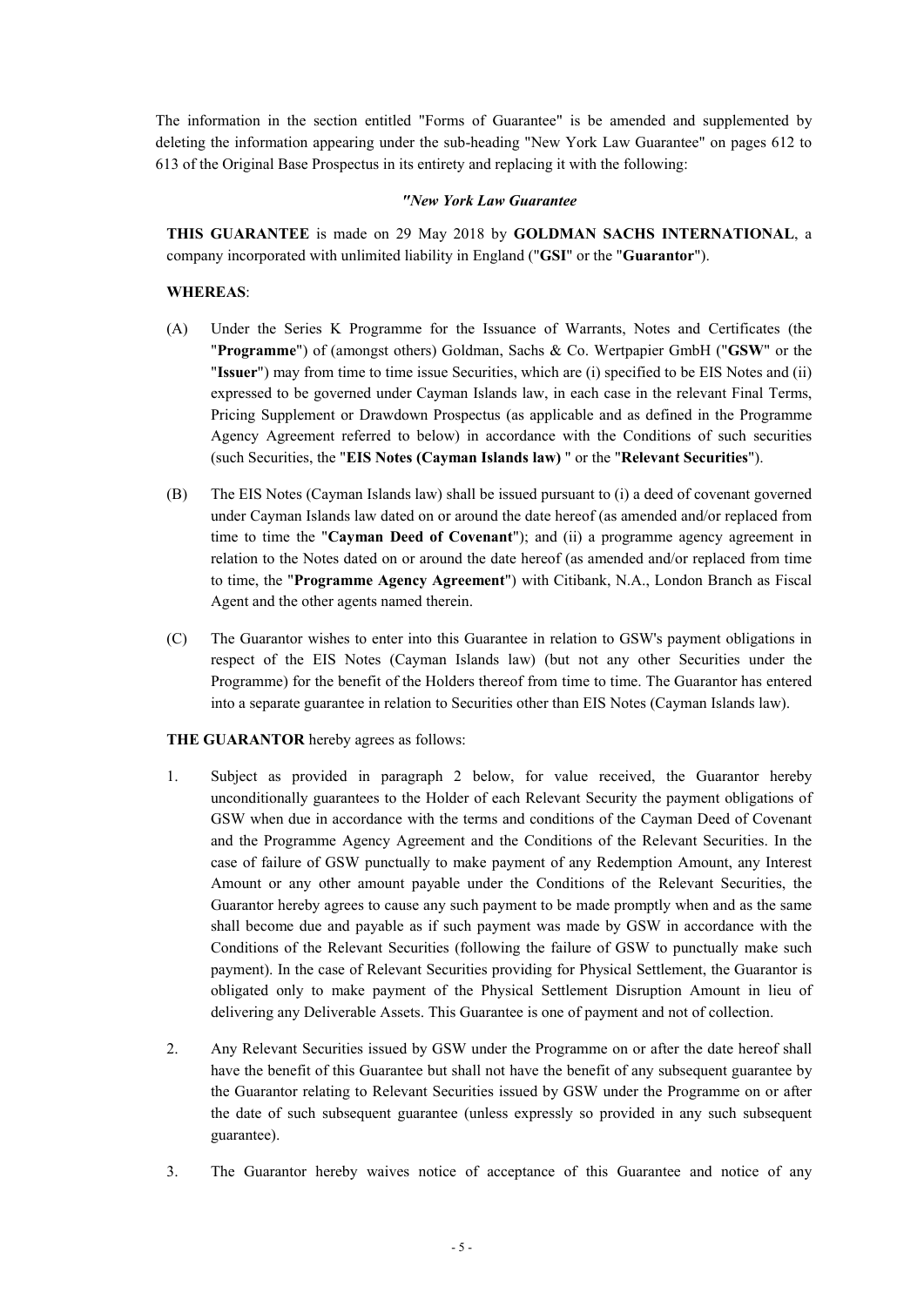The information in the section entitled "Forms of Guarantee" is be amended and supplemented by deleting the information appearing under the sub-heading "New York Law Guarantee" on pages 612 to 613 of the Original Base Prospectus in its entirety and replacing it with the following:

*"New York Law Guarantee*

**THIS GUARANTEE** is made on 29 May 2018 by **GOLDMAN SACHS INTERNATIONAL**, a company incorporated with unlimited liability in England ("**GSI**" or the "**Guarantor**").

**WHEREAS**:

(A) Under the Series K Programme for the Issuance of Warrants, Notes and Certificates (the "**Programme**") of (amongst others) Goldman, Sachs & Co. Wertpapier GmbH ("**GSW**" or the "**Issuer**") may from time to time issue Securities, which are (i) specified to be EIS Notes and (ii) expressed to be governed under Cayman Islands law, in each case in the relevant Final Terms, Pricing Supplement or Drawdown Prospectus (as applicable and as defined in the Programme Agency Agreement referred to below) in accordance with the Conditions of such securities (such Securities, the "**EIS Notes (Cayman Islands law)** " or the "**Relevant Securities**").

(B) The EIS Notes (Cayman Islands law) shall be issued pursuant to (i) a deed of covenant governed under Cayman Islands law dated on or around the date hereof (as amended and/or replaced from time to time the "**Cayman Deed of Covenant**"); and (ii) a programme agency agreement in relation to the Notes dated on or around the date hereof (as amended and/or replaced from time to time, the "**Programme Agency Agreement**") with Citibank, N.A., London Branch as Fiscal Agent and the other agents named therein.

(C) The Guarantor wishes to enter into this Guarantee in relation to GSW's payment obligations in respect of the EIS Notes (Cayman Islands law) (but not any other Securities under the Programme) for the benefit of the Holders thereof from time to time. The Guarantor has entered into a separate guarantee in relation to Securities other than EIS Notes (Cayman Islands law).

**THE GUARANTOR** hereby agrees as follows:

1. Subject as provided in paragraph 2 below, for value received, the Guarantor hereby unconditionally guarantees to the Holder of each Relevant Security the payment obligations of GSW when due in accordance with the terms and conditions of the Cayman Deed of Covenant and the Programme Agency Agreement and the Conditions of the Relevant Securities. In the case of failure of GSW punctually to make payment of any Redemption Amount, any Interest Amount or any other amount payable under the Conditions of the Relevant Securities, the Guarantor hereby agrees to cause any such payment to be made promptly when and as the same shall become due and payable as if such payment was made by GSW in accordance with the Conditions of the Relevant Securities (following the failure of GSW to punctually make such payment). In the case of Relevant Securities providing for Physical Settlement, the Guarantor is obligated only to make payment of the Physical Settlement Disruption Amount in lieu of delivering any Deliverable Assets. This Guarantee is one of payment and not of collection.

2. Any Relevant Securities issued by GSW under the Programme on or after the date hereof shall have the benefit of this Guarantee but shall not have the benefit of any subsequent guarantee by the Guarantor relating to Relevant Securities issued by GSW under the Programme on or after the date of such subsequent guarantee (unless expressly so provided in any such subsequent guarantee).

3. The Guarantor hereby waives notice of acceptance of this Guarantee and notice of any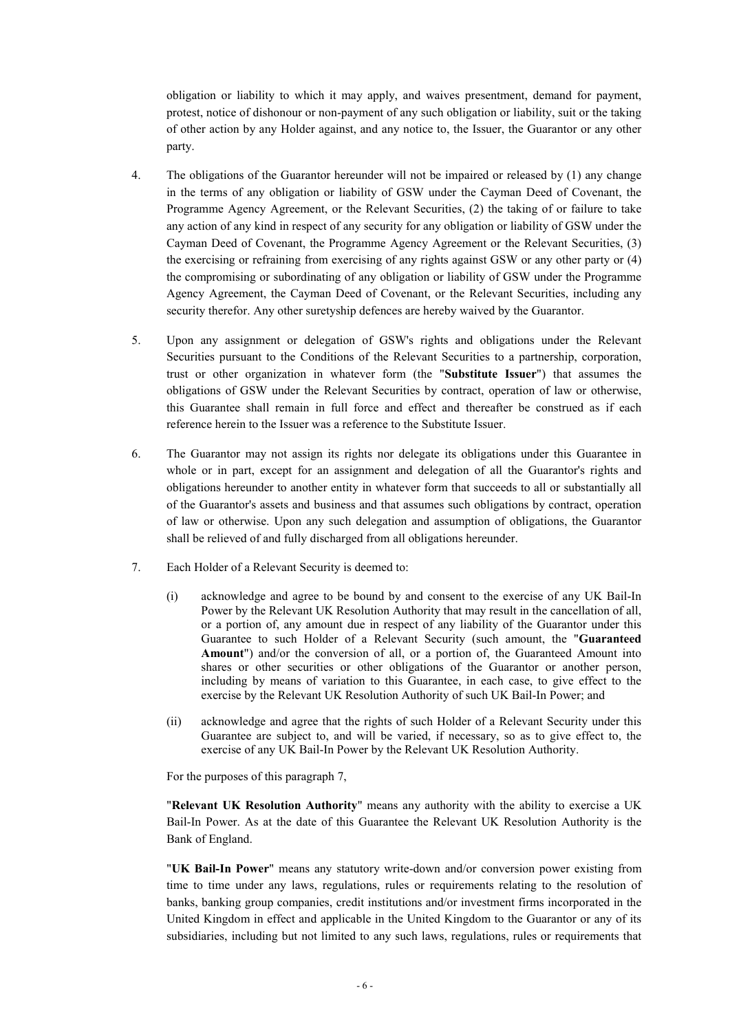obligation or liability to which it may apply, and waives presentment, demand for payment, protest, notice of dishonour or non-payment of any such obligation or liability, suit or the taking of other action by any Holder against, and any notice to, the Issuer, the Guarantor or any other party.

4. The obligations of the Guarantor hereunder will not be impaired or released by (1) any change in the terms of any obligation or liability of GSW under the Cayman Deed of Covenant, the Programme Agency Agreement, or the Relevant Securities, (2) the taking of or failure to take any action of any kind in respect of any security for any obligation or liability of GSW under the Cayman Deed of Covenant, the Programme Agency Agreement or the Relevant Securities, (3) the exercising or refraining from exercising of any rights against GSW or any other party or (4) the compromising or subordinating of any obligation or liability of GSW under the Programme Agency Agreement, the Cayman Deed of Covenant, or the Relevant Securities, including any security therefor. Any other suretyship defences are hereby waived by the Guarantor.

5. Upon any assignment or delegation of GSW's rights and obligations under the Relevant Securities pursuant to the Conditions of the Relevant Securities to a partnership, corporation, trust or other organization in whatever form (the "**Substitute Issuer**") that assumes the obligations of GSW under the Relevant Securities by contract, operation of law or otherwise, this Guarantee shall remain in full force and effect and thereafter be construed as if each reference herein to the Issuer was a reference to the Substitute Issuer.

6. The Guarantor may not assign its rights nor delegate its obligations under this Guarantee in whole or in part, except for an assignment and delegation of all the Guarantor's rights and obligations hereunder to another entity in whatever form that succeeds to all or substantially all of the Guarantor's assets and business and that assumes such obligations by contract, operation of law or otherwise. Upon any such delegation and assumption of obligations, the Guarantor shall be relieved of and fully discharged from all obligations hereunder.

7. Each Holder of a Relevant Security is deemed to:

   (i) acknowledge and agree to be bound by and consent to the exercise of any UK Bail-In Power by the Relevant UK Resolution Authority that may result in the cancellation of all, or a portion of, any amount due in respect of any liability of the Guarantor under this Guarantee to such Holder of a Relevant Security (such amount, the "**Guaranteed Amount**") and/or the conversion of all, or a portion of, the Guaranteed Amount into shares or other securities or other obligations of the Guarantor or another person, including by means of variation to this Guarantee, in each case, to give effect to the exercise by the Relevant UK Resolution Authority of such UK Bail-In Power; and

   (ii) acknowledge and agree that the rights of such Holder of a Relevant Security under this Guarantee are subject to, and will be varied, if necessary, so as to give effect to, the exercise of any UK Bail-In Power by the Relevant UK Resolution Authority.

   For the purposes of this paragraph 7,

   "**Relevant UK Resolution Authority**" means any authority with the ability to exercise a UK Bail-In Power. As at the date of this Guarantee the Relevant UK Resolution Authority is the Bank of England.

   "**UK Bail-In Power**" means any statutory write-down and/or conversion power existing from time to time under any laws, regulations, rules or requirements relating to the resolution of banks, banking group companies, credit institutions and/or investment firms incorporated in the United Kingdom in effect and applicable in the United Kingdom to the Guarantor or any of its subsidiaries, including but not limited to any such laws, regulations, rules or requirements that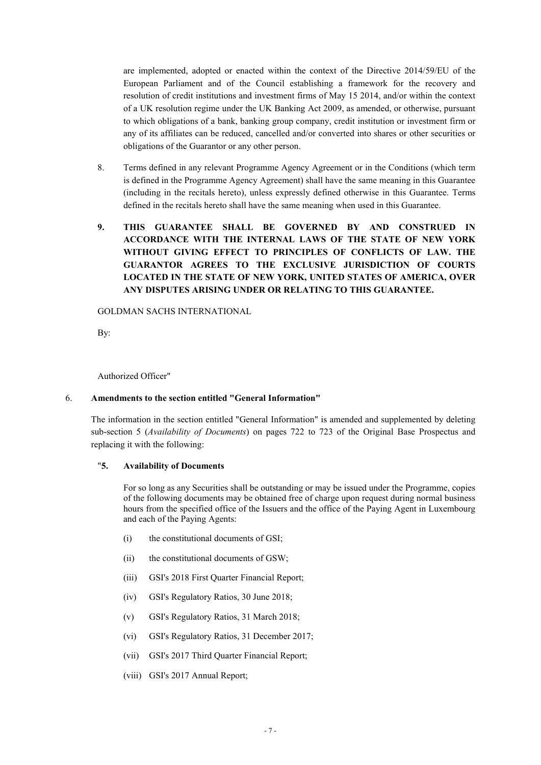are implemented, adopted or enacted within the context of the Directive 2014/59/EU of the European Parliament and of the Council establishing a framework for the recovery and resolution of credit institutions and investment firms of May 15 2014, and/or within the context of a UK resolution regime under the UK Banking Act 2009, as amended, or otherwise, pursuant to which obligations of a bank, banking group company, credit institution or investment firm or any of its affiliates can be reduced, cancelled and/or converted into shares or other securities or obligations of the Guarantor or any other person.

8. Terms defined in any relevant Programme Agency Agreement or in the Conditions (which term is defined in the Programme Agency Agreement) shall have the same meaning in this Guarantee (including in the recitals hereto), unless expressly defined otherwise in this Guarantee. Terms defined in the recitals hereto shall have the same meaning when used in this Guarantee.

**9. THIS GUARANTEE SHALL BE GOVERNED BY AND CONSTRUED IN ACCORDANCE WITH THE INTERNAL LAWS OF THE STATE OF NEW YORK WITHOUT GIVING EFFECT TO PRINCIPLES OF CONFLICTS OF LAW. THE GUARANTOR AGREES TO THE EXCLUSIVE JURISDICTION OF COURTS LOCATED IN THE STATE OF NEW YORK, UNITED STATES OF AMERICA, OVER ANY DISPUTES ARISING UNDER OR RELATING TO THIS GUARANTEE.**

GOLDMAN SACHS INTERNATIONAL

By:

Authorized Officer"

## 6. Amendments to the section entitled "General Information"

The information in the section entitled "General Information" is amended and supplemented by deleting sub-section 5 (*Availability of Documents*) on pages 722 to 723 of the Original Base Prospectus and replacing it with the following:

"**5. Availability of Documents**

For so long as any Securities shall be outstanding or may be issued under the Programme, copies of the following documents may be obtained free of charge upon request during normal business hours from the specified office of the Issuers and the office of the Paying Agent in Luxembourg and each of the Paying Agents:

(i) the constitutional documents of GSI;

(ii) the constitutional documents of GSW;

(iii) GSI's 2018 First Quarter Financial Report;

(iv) GSI's Regulatory Ratios, 30 June 2018;

(v) GSI's Regulatory Ratios, 31 March 2018;

(vi) GSI's Regulatory Ratios, 31 December 2017;

(vii) GSI's 2017 Third Quarter Financial Report;

(viii) GSI's 2017 Annual Report;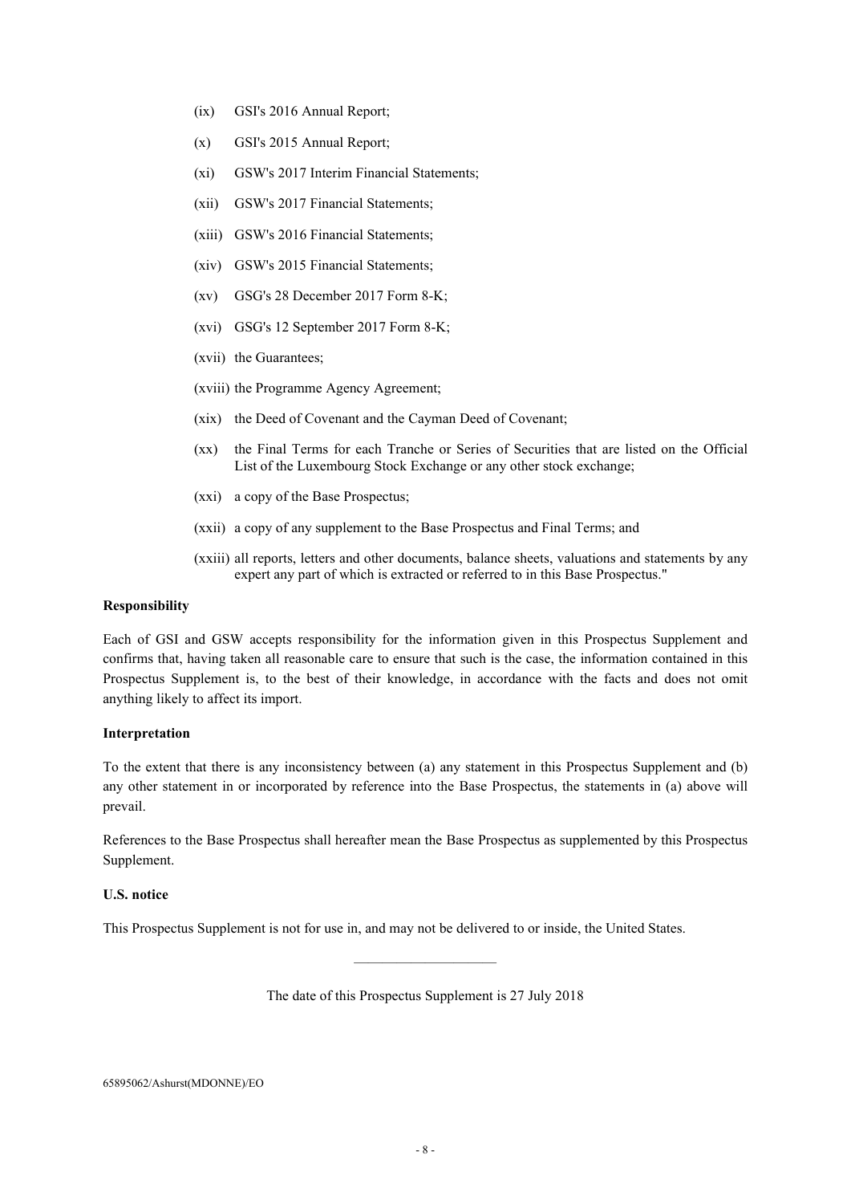(ix) GSI's 2016 Annual Report;

(x) GSI's 2015 Annual Report;

(xi) GSW's 2017 Interim Financial Statements;

(xii) GSW's 2017 Financial Statements;

(xiii) GSW's 2016 Financial Statements;

(xiv) GSW's 2015 Financial Statements;

(xv) GSG's 28 December 2017 Form 8-K;

(xvi) GSG's 12 September 2017 Form 8-K;

(xvii) the Guarantees;

(xviii) the Programme Agency Agreement;

(xix) the Deed of Covenant and the Cayman Deed of Covenant;

(xx) the Final Terms for each Tranche or Series of Securities that are listed on the Official List of the Luxembourg Stock Exchange or any other stock exchange;

(xxi) a copy of the Base Prospectus;

(xxii) a copy of any supplement to the Base Prospectus and Final Terms; and

(xxiii) all reports, letters and other documents, balance sheets, valuations and statements by any expert any part of which is extracted or referred to in this Base Prospectus."

**Responsibility**

Each of GSI and GSW accepts responsibility for the information given in this Prospectus Supplement and confirms that, having taken all reasonable care to ensure that such is the case, the information contained in this Prospectus Supplement is, to the best of their knowledge, in accordance with the facts and does not omit anything likely to affect its import.

**Interpretation**

To the extent that there is any inconsistency between (a) any statement in this Prospectus Supplement and (b) any other statement in or incorporated by reference into the Base Prospectus, the statements in (a) above will prevail.

References to the Base Prospectus shall hereafter mean the Base Prospectus as supplemented by this Prospectus Supplement.

**U.S. notice**

This Prospectus Supplement is not for use in, and may not be delivered to or inside, the United States.

---

The date of this Prospectus Supplement is 27 July 2018

65895062/Ashurst(MDONNE)/EO